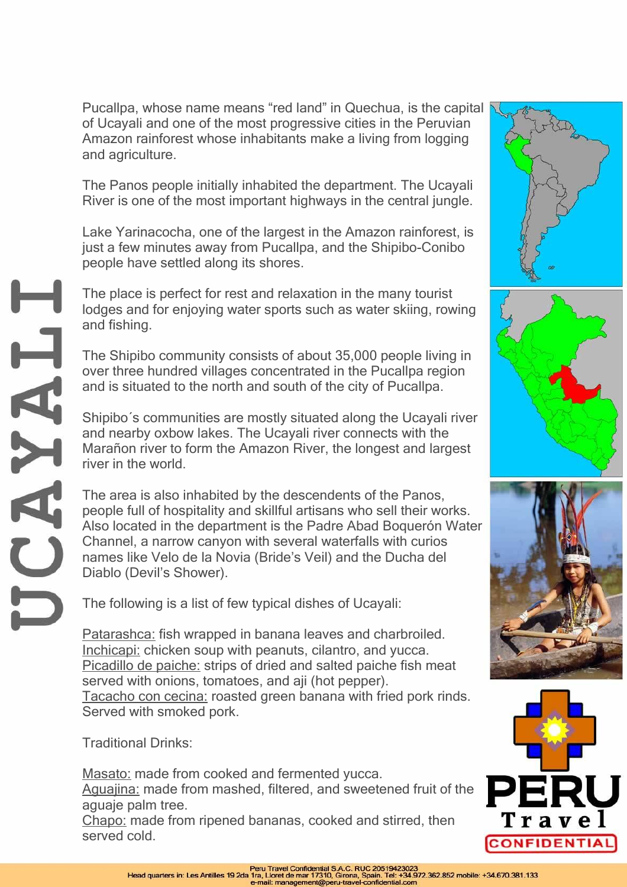# UCAYALI

Pucallpa, whose name means “red land” in Quechua, is the capital of Ucayali and one of the most progressive cities in the Peruvian Amazon rainforest whose inhabitants make a living from logging and agriculture.

The Panos people initially inhabited the department. The Ucayali River is one of the most important highways in the central jungle.

Lake Yarinacocha, one of the largest in the Amazon rainforest, is just a few minutes away from Pucallpa, and the Shipibo-Conibo people have settled along its shores.

The place is perfect for rest and relaxation in the many tourist lodges and for enjoying water sports such as water skiing, rowing and fishing.

The Shipibo community consists of about 35,000 people living in over three hundred villages concentrated in the Pucallpa region and is situated to the north and south of the city of Pucallpa.

Shipibo´s communities are mostly situated along the Ucayali river and nearby oxbow lakes. The Ucayali river connects with the Marañon river to form the Amazon River, the longest and largest river in the world.

The area is also inhabited by the descendents of the Panos, people full of hospitality and skillful artisans who sell their works. Also located in the department is the Padre Abad Boquerón Water Channel, a narrow canyon with several waterfalls with curios names like Velo de la Novia (Bride’s Veil) and the Ducha del Diablo (Devil’s Shower).

The following is a list of few typical dishes of Ucayali:

Patarashca: fish wrapped in banana leaves and charbroiled.
Inchicapi: chicken soup with peanuts, cilantro, and yucca.
Picadillo de paiche: strips of dried and salted paiche fish meat served with onions, tomatoes, and aji (hot pepper).
Tacacho con cecina: roasted green banana with fried pork rinds. Served with smoked pork.

Traditional Drinks:

Masato: made from cooked and fermented yucca.
Aguajina: made from mashed, filtered, and sweetened fruit of the aguaje palm tree.
Chapo: made from ripened bananas, cooked and stirred, then served cold.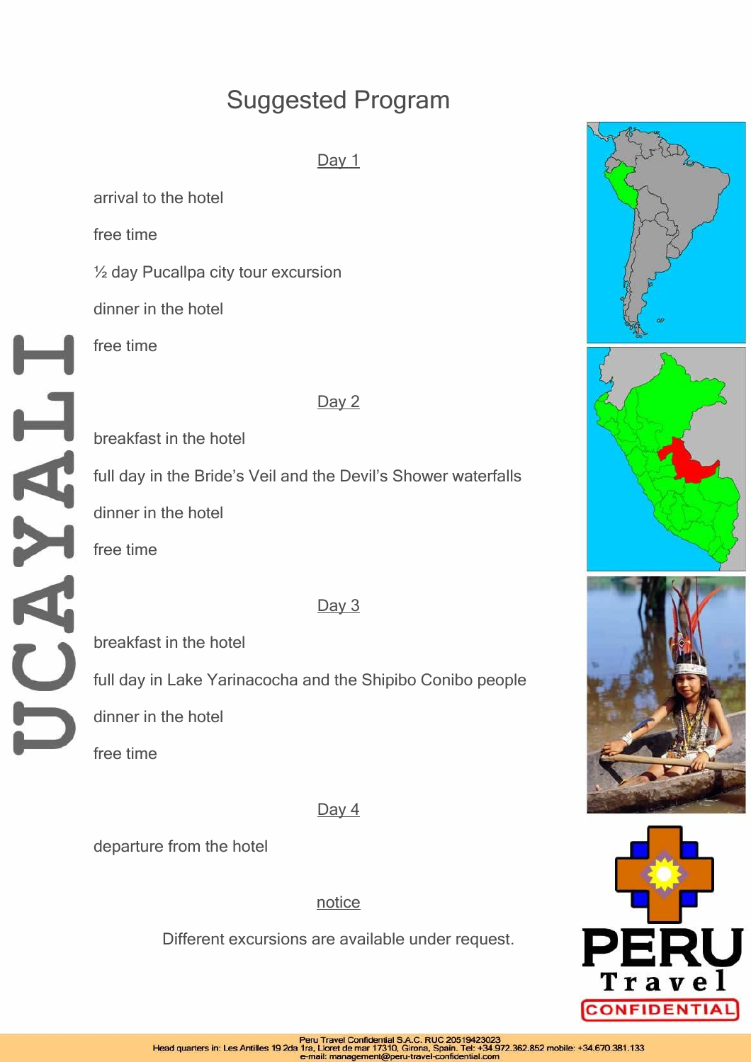# Suggested Program

UCAYALI

## Day 1

arrival to the hotel

free time

½ day Pucallpa city tour excursion

dinner in the hotel

free time

## Day 2

breakfast in the hotel

full day in the Bride's Veil and the Devil's Shower waterfalls

dinner in the hotel

free time

## Day 3

breakfast in the hotel

full day in Lake Yarinacocha and the Shipibo Conibo people

dinner in the hotel

free time

## Day 4

departure from the hotel

## notice

Different excursions are available under request.

PERU Travel CONFIDENTIAL

Peru Travel Confidential S.A.C. RUC 20519423023
Head quarters in: Les Antilles 19 2da 1ra, Lloret de mar 17310, Girona, Spain. Tel: +34.972.362.852 mobile: +34.670.381.133
e-mail: management@peru-travel-confidential.com